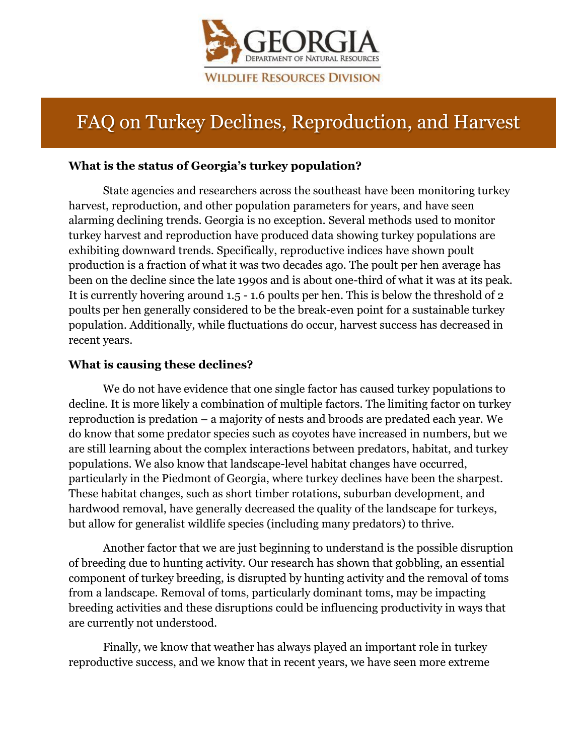GEORGIA

DEPARTMENT OF NATURAL RESOURCES

WILDLIFE RESOURCES DIVISION

# FAQ on Turkey Declines, Reproduction, and Harvest

**What is the status of Georgia's turkey population?**

State agencies and researchers across the southeast have been monitoring turkey harvest, reproduction, and other population parameters for years, and have seen alarming declining trends. Georgia is no exception. Several methods used to monitor turkey harvest and reproduction have produced data showing turkey populations are exhibiting downward trends. Specifically, reproductive indices have shown poult production is a fraction of what it was two decades ago. The poult per hen average has been on the decline since the late 1990s and is about one-third of what it was at its peak. It is currently hovering around 1.5 - 1.6 poults per hen. This is below the threshold of 2 poults per hen generally considered to be the break-even point for a sustainable turkey population. Additionally, while fluctuations do occur, harvest success has decreased in recent years.

**What is causing these declines?**

We do not have evidence that one single factor has caused turkey populations to decline. It is more likely a combination of multiple factors. The limiting factor on turkey reproduction is predation – a majority of nests and broods are predated each year. We do know that some predator species such as coyotes have increased in numbers, but we are still learning about the complex interactions between predators, habitat, and turkey populations. We also know that landscape-level habitat changes have occurred, particularly in the Piedmont of Georgia, where turkey declines have been the sharpest. These habitat changes, such as short timber rotations, suburban development, and hardwood removal, have generally decreased the quality of the landscape for turkeys, but allow for generalist wildlife species (including many predators) to thrive.

Another factor that we are just beginning to understand is the possible disruption of breeding due to hunting activity. Our research has shown that gobbling, an essential component of turkey breeding, is disrupted by hunting activity and the removal of toms from a landscape. Removal of toms, particularly dominant toms, may be impacting breeding activities and these disruptions could be influencing productivity in ways that are currently not understood.

Finally, we know that weather has always played an important role in turkey reproductive success, and we know that in recent years, we have seen more extreme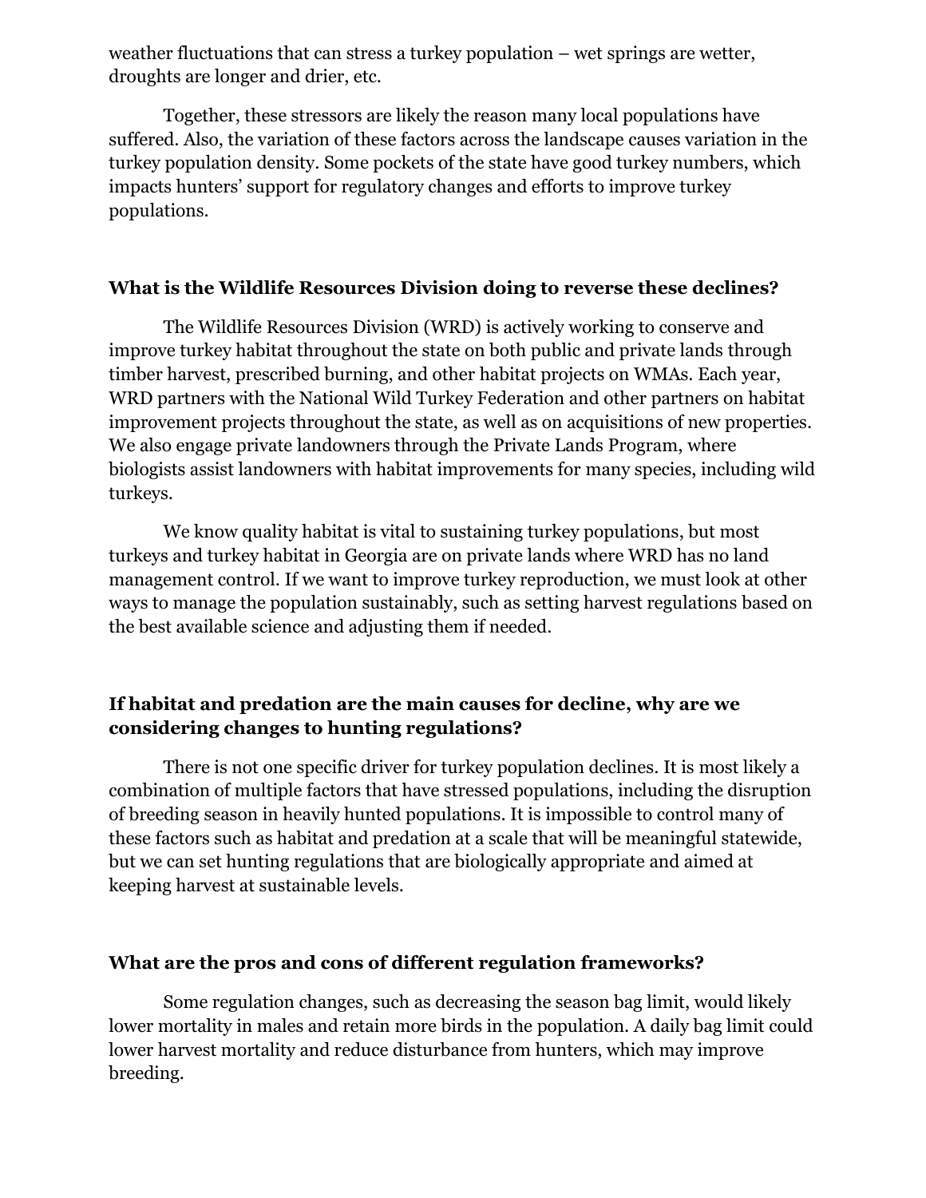weather fluctuations that can stress a turkey population – wet springs are wetter, droughts are longer and drier, etc.

Together, these stressors are likely the reason many local populations have suffered. Also, the variation of these factors across the landscape causes variation in the turkey population density. Some pockets of the state have good turkey numbers, which impacts hunters' support for regulatory changes and efforts to improve turkey populations.

### What is the Wildlife Resources Division doing to reverse these declines?

The Wildlife Resources Division (WRD) is actively working to conserve and improve turkey habitat throughout the state on both public and private lands through timber harvest, prescribed burning, and other habitat projects on WMAs. Each year, WRD partners with the National Wild Turkey Federation and other partners on habitat improvement projects throughout the state, as well as on acquisitions of new properties. We also engage private landowners through the Private Lands Program, where biologists assist landowners with habitat improvements for many species, including wild turkeys.

We know quality habitat is vital to sustaining turkey populations, but most turkeys and turkey habitat in Georgia are on private lands where WRD has no land management control. If we want to improve turkey reproduction, we must look at other ways to manage the population sustainably, such as setting harvest regulations based on the best available science and adjusting them if needed.

### If habitat and predation are the main causes for decline, why are we considering changes to hunting regulations?

There is not one specific driver for turkey population declines. It is most likely a combination of multiple factors that have stressed populations, including the disruption of breeding season in heavily hunted populations. It is impossible to control many of these factors such as habitat and predation at a scale that will be meaningful statewide, but we can set hunting regulations that are biologically appropriate and aimed at keeping harvest at sustainable levels.

### What are the pros and cons of different regulation frameworks?

Some regulation changes, such as decreasing the season bag limit, would likely lower mortality in males and retain more birds in the population. A daily bag limit could lower harvest mortality and reduce disturbance from hunters, which may improve breeding.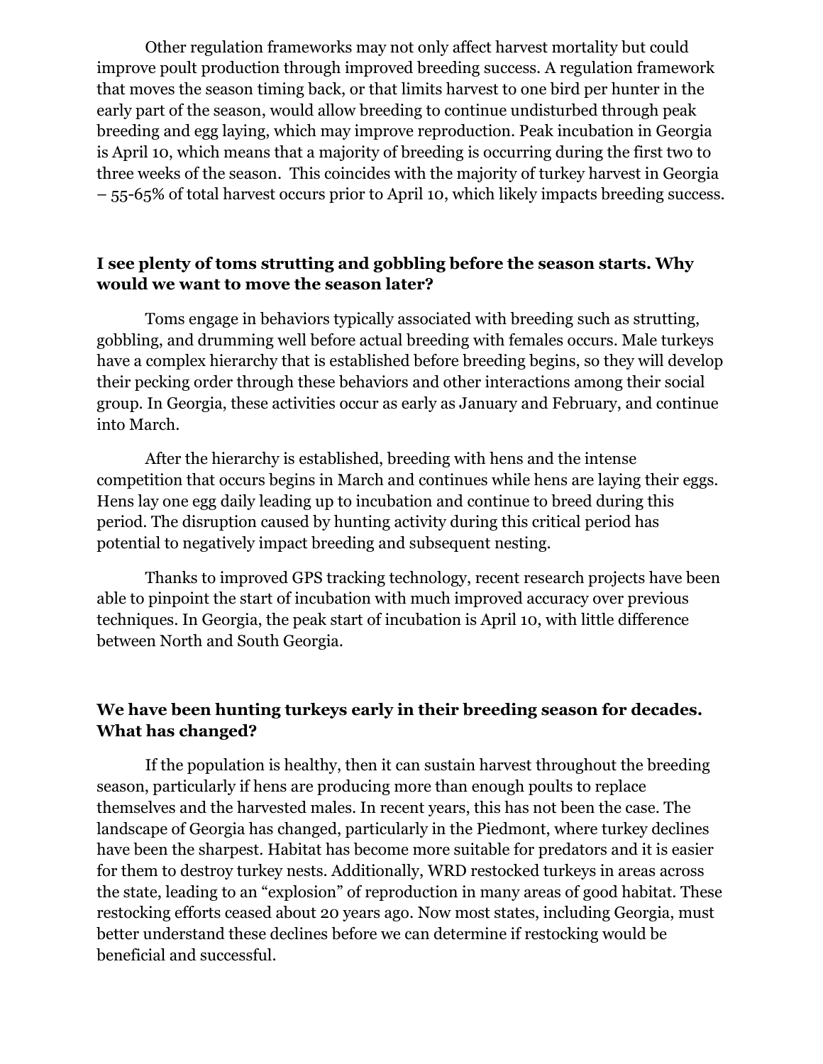Other regulation frameworks may not only affect harvest mortality but could improve poult production through improved breeding success. A regulation framework that moves the season timing back, or that limits harvest to one bird per hunter in the early part of the season, would allow breeding to continue undisturbed through peak breeding and egg laying, which may improve reproduction. Peak incubation in Georgia is April 10, which means that a majority of breeding is occurring during the first two to three weeks of the season. This coincides with the majority of turkey harvest in Georgia – 55-65% of total harvest occurs prior to April 10, which likely impacts breeding success.

**I see plenty of toms strutting and gobbling before the season starts. Why would we want to move the season later?**

Toms engage in behaviors typically associated with breeding such as strutting, gobbling, and drumming well before actual breeding with females occurs. Male turkeys have a complex hierarchy that is established before breeding begins, so they will develop their pecking order through these behaviors and other interactions among their social group. In Georgia, these activities occur as early as January and February, and continue into March.

After the hierarchy is established, breeding with hens and the intense competition that occurs begins in March and continues while hens are laying their eggs. Hens lay one egg daily leading up to incubation and continue to breed during this period. The disruption caused by hunting activity during this critical period has potential to negatively impact breeding and subsequent nesting.

Thanks to improved GPS tracking technology, recent research projects have been able to pinpoint the start of incubation with much improved accuracy over previous techniques. In Georgia, the peak start of incubation is April 10, with little difference between North and South Georgia.

**We have been hunting turkeys early in their breeding season for decades. What has changed?**

If the population is healthy, then it can sustain harvest throughout the breeding season, particularly if hens are producing more than enough poults to replace themselves and the harvested males. In recent years, this has not been the case. The landscape of Georgia has changed, particularly in the Piedmont, where turkey declines have been the sharpest. Habitat has become more suitable for predators and it is easier for them to destroy turkey nests. Additionally, WRD restocked turkeys in areas across the state, leading to an "explosion" of reproduction in many areas of good habitat. These restocking efforts ceased about 20 years ago. Now most states, including Georgia, must better understand these declines before we can determine if restocking would be beneficial and successful.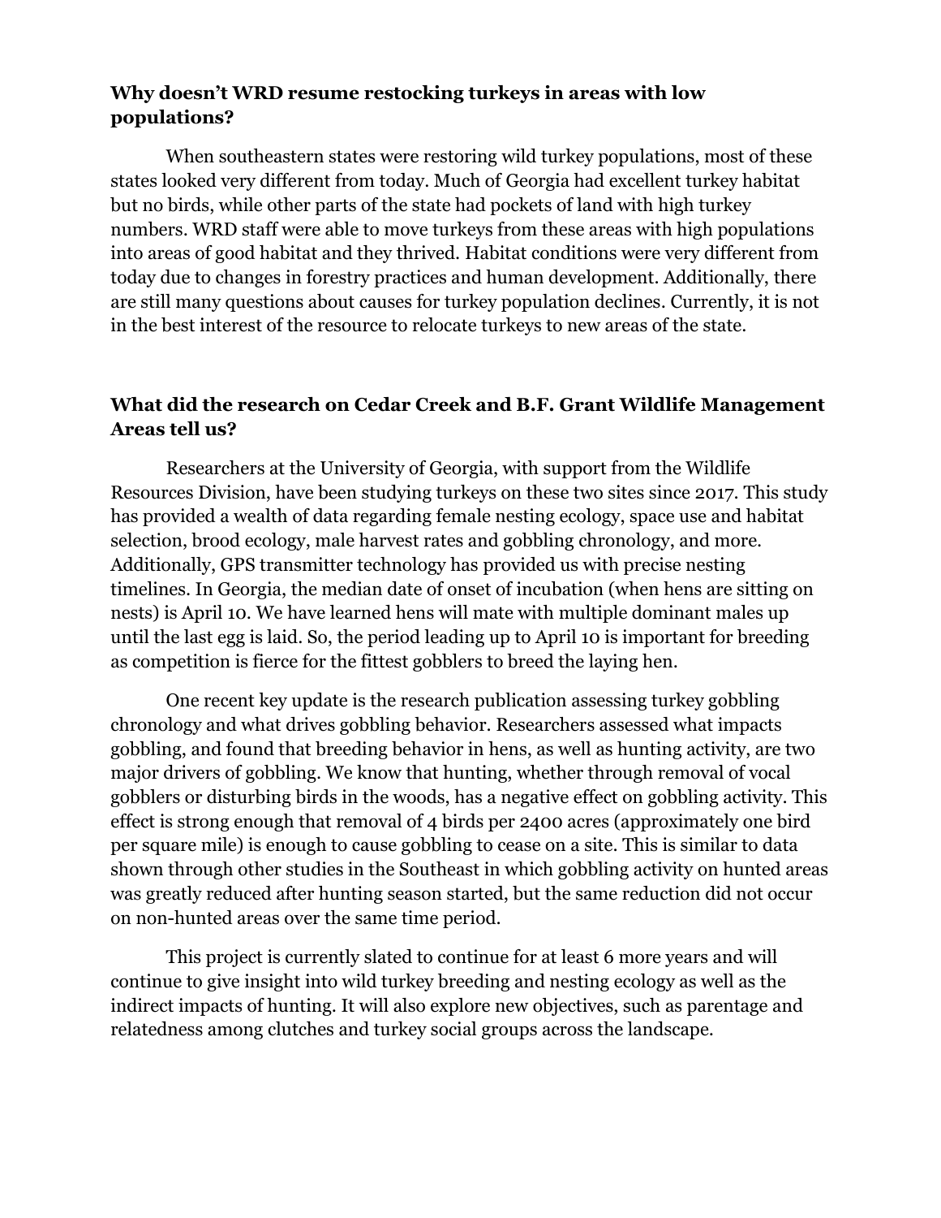### Why doesn't WRD resume restocking turkeys in areas with low populations?

When southeastern states were restoring wild turkey populations, most of these states looked very different from today. Much of Georgia had excellent turkey habitat but no birds, while other parts of the state had pockets of land with high turkey numbers. WRD staff were able to move turkeys from these areas with high populations into areas of good habitat and they thrived. Habitat conditions were very different from today due to changes in forestry practices and human development. Additionally, there are still many questions about causes for turkey population declines. Currently, it is not in the best interest of the resource to relocate turkeys to new areas of the state.

### What did the research on Cedar Creek and B.F. Grant Wildlife Management Areas tell us?

Researchers at the University of Georgia, with support from the Wildlife Resources Division, have been studying turkeys on these two sites since 2017. This study has provided a wealth of data regarding female nesting ecology, space use and habitat selection, brood ecology, male harvest rates and gobbling chronology, and more. Additionally, GPS transmitter technology has provided us with precise nesting timelines. In Georgia, the median date of onset of incubation (when hens are sitting on nests) is April 10. We have learned hens will mate with multiple dominant males up until the last egg is laid. So, the period leading up to April 10 is important for breeding as competition is fierce for the fittest gobblers to breed the laying hen.

One recent key update is the research publication assessing turkey gobbling chronology and what drives gobbling behavior. Researchers assessed what impacts gobbling, and found that breeding behavior in hens, as well as hunting activity, are two major drivers of gobbling. We know that hunting, whether through removal of vocal gobblers or disturbing birds in the woods, has a negative effect on gobbling activity. This effect is strong enough that removal of 4 birds per 2400 acres (approximately one bird per square mile) is enough to cause gobbling to cease on a site. This is similar to data shown through other studies in the Southeast in which gobbling activity on hunted areas was greatly reduced after hunting season started, but the same reduction did not occur on non-hunted areas over the same time period.

This project is currently slated to continue for at least 6 more years and will continue to give insight into wild turkey breeding and nesting ecology as well as the indirect impacts of hunting. It will also explore new objectives, such as parentage and relatedness among clutches and turkey social groups across the landscape.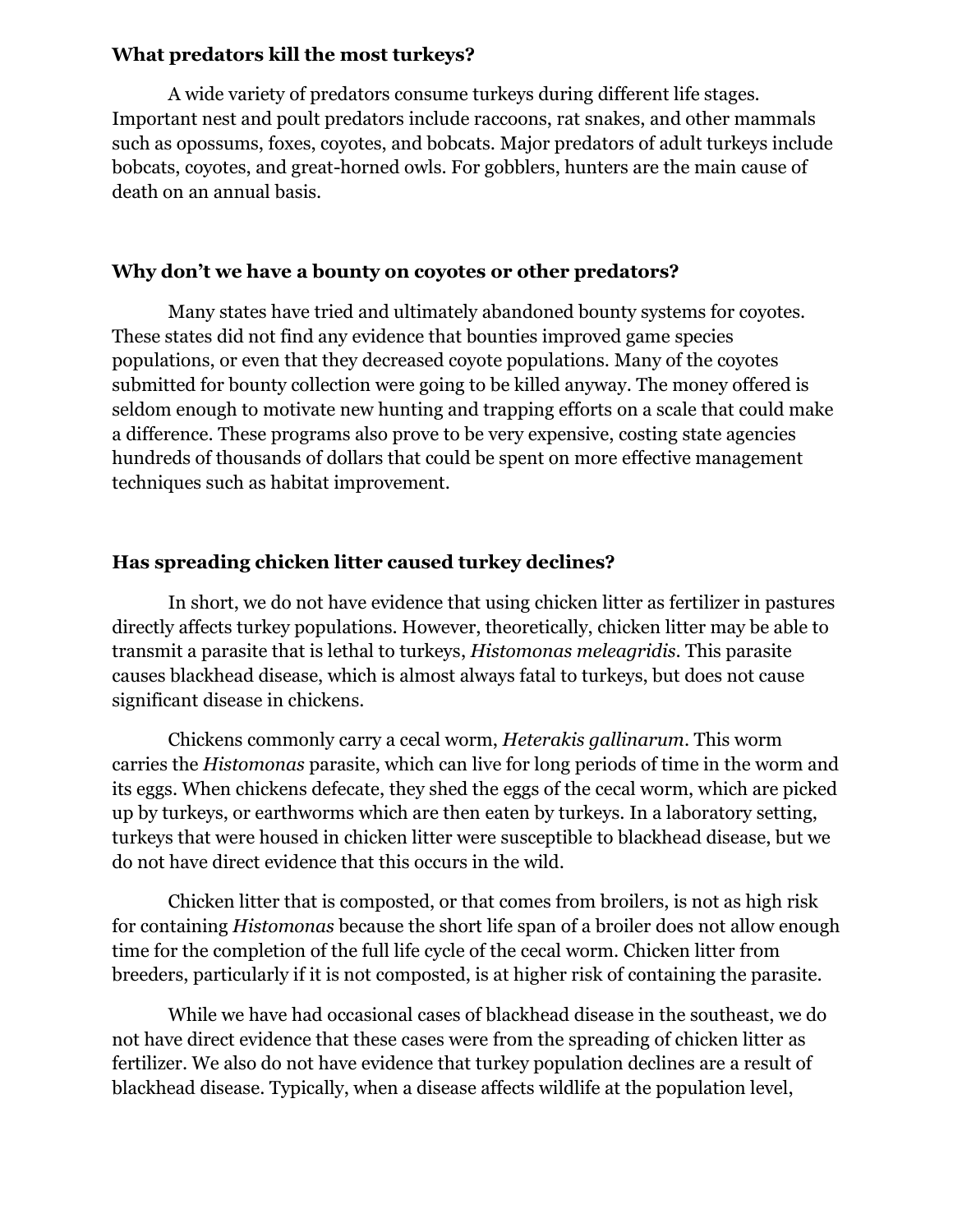**What predators kill the most turkeys?**

A wide variety of predators consume turkeys during different life stages. Important nest and poult predators include raccoons, rat snakes, and other mammals such as opossums, foxes, coyotes, and bobcats. Major predators of adult turkeys include bobcats, coyotes, and great-horned owls. For gobblers, hunters are the main cause of death on an annual basis.

**Why don't we have a bounty on coyotes or other predators?**

Many states have tried and ultimately abandoned bounty systems for coyotes. These states did not find any evidence that bounties improved game species populations, or even that they decreased coyote populations. Many of the coyotes submitted for bounty collection were going to be killed anyway. The money offered is seldom enough to motivate new hunting and trapping efforts on a scale that could make a difference. These programs also prove to be very expensive, costing state agencies hundreds of thousands of dollars that could be spent on more effective management techniques such as habitat improvement.

**Has spreading chicken litter caused turkey declines?**

In short, we do not have evidence that using chicken litter as fertilizer in pastures directly affects turkey populations. However, theoretically, chicken litter may be able to transmit a parasite that is lethal to turkeys, *Histomonas meleagridis*. This parasite causes blackhead disease, which is almost always fatal to turkeys, but does not cause significant disease in chickens.

Chickens commonly carry a cecal worm, *Heterakis gallinarum*. This worm carries the *Histomonas* parasite, which can live for long periods of time in the worm and its eggs. When chickens defecate, they shed the eggs of the cecal worm, which are picked up by turkeys, or earthworms which are then eaten by turkeys. In a laboratory setting, turkeys that were housed in chicken litter were susceptible to blackhead disease, but we do not have direct evidence that this occurs in the wild.

Chicken litter that is composted, or that comes from broilers, is not as high risk for containing *Histomonas* because the short life span of a broiler does not allow enough time for the completion of the full life cycle of the cecal worm. Chicken litter from breeders, particularly if it is not composted, is at higher risk of containing the parasite.

While we have had occasional cases of blackhead disease in the southeast, we do not have direct evidence that these cases were from the spreading of chicken litter as fertilizer. We also do not have evidence that turkey population declines are a result of blackhead disease. Typically, when a disease affects wildlife at the population level,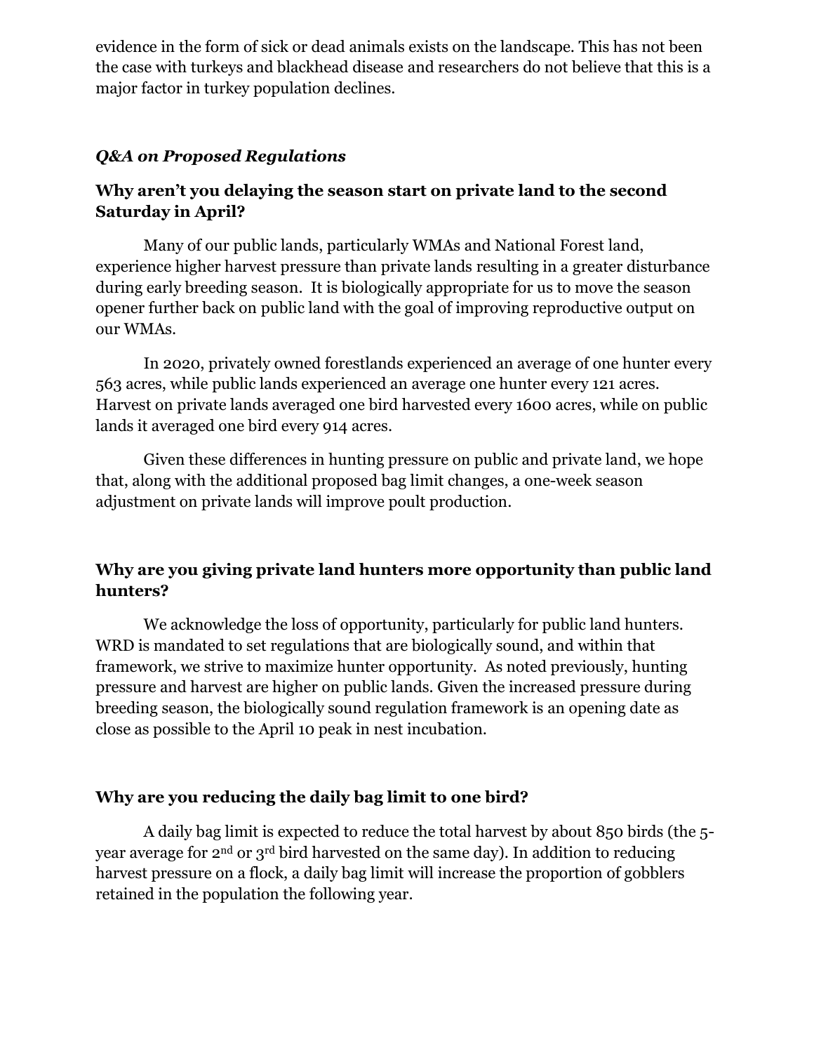evidence in the form of sick or dead animals exists on the landscape. This has not been the case with turkeys and blackhead disease and researchers do not believe that this is a major factor in turkey population declines.

***Q&A on Proposed Regulations***

### Why aren't you delaying the season start on private land to the second Saturday in April?

Many of our public lands, particularly WMAs and National Forest land, experience higher harvest pressure than private lands resulting in a greater disturbance during early breeding season. It is biologically appropriate for us to move the season opener further back on public land with the goal of improving reproductive output on our WMAs.

In 2020, privately owned forestlands experienced an average of one hunter every 563 acres, while public lands experienced an average one hunter every 121 acres. Harvest on private lands averaged one bird harvested every 1600 acres, while on public lands it averaged one bird every 914 acres.

Given these differences in hunting pressure on public and private land, we hope that, along with the additional proposed bag limit changes, a one-week season adjustment on private lands will improve poult production.

### Why are you giving private land hunters more opportunity than public land hunters?

We acknowledge the loss of opportunity, particularly for public land hunters. WRD is mandated to set regulations that are biologically sound, and within that framework, we strive to maximize hunter opportunity. As noted previously, hunting pressure and harvest are higher on public lands. Given the increased pressure during breeding season, the biologically sound regulation framework is an opening date as close as possible to the April 10 peak in nest incubation.

### Why are you reducing the daily bag limit to one bird?

A daily bag limit is expected to reduce the total harvest by about 850 birds (the 5-year average for 2nd or 3rd bird harvested on the same day). In addition to reducing harvest pressure on a flock, a daily bag limit will increase the proportion of gobblers retained in the population the following year.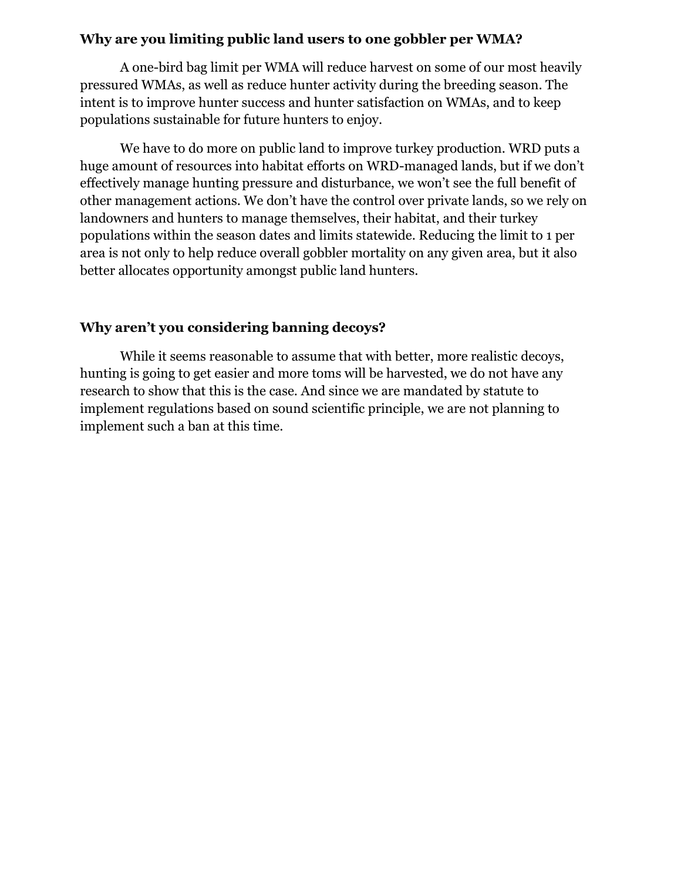**Why are you limiting public land users to one gobbler per WMA?**

A one-bird bag limit per WMA will reduce harvest on some of our most heavily pressured WMAs, as well as reduce hunter activity during the breeding season. The intent is to improve hunter success and hunter satisfaction on WMAs, and to keep populations sustainable for future hunters to enjoy.

We have to do more on public land to improve turkey production. WRD puts a huge amount of resources into habitat efforts on WRD-managed lands, but if we don't effectively manage hunting pressure and disturbance, we won't see the full benefit of other management actions. We don't have the control over private lands, so we rely on landowners and hunters to manage themselves, their habitat, and their turkey populations within the season dates and limits statewide. Reducing the limit to 1 per area is not only to help reduce overall gobbler mortality on any given area, but it also better allocates opportunity amongst public land hunters.

**Why aren't you considering banning decoys?**

While it seems reasonable to assume that with better, more realistic decoys, hunting is going to get easier and more toms will be harvested, we do not have any research to show that this is the case. And since we are mandated by statute to implement regulations based on sound scientific principle, we are not planning to implement such a ban at this time.